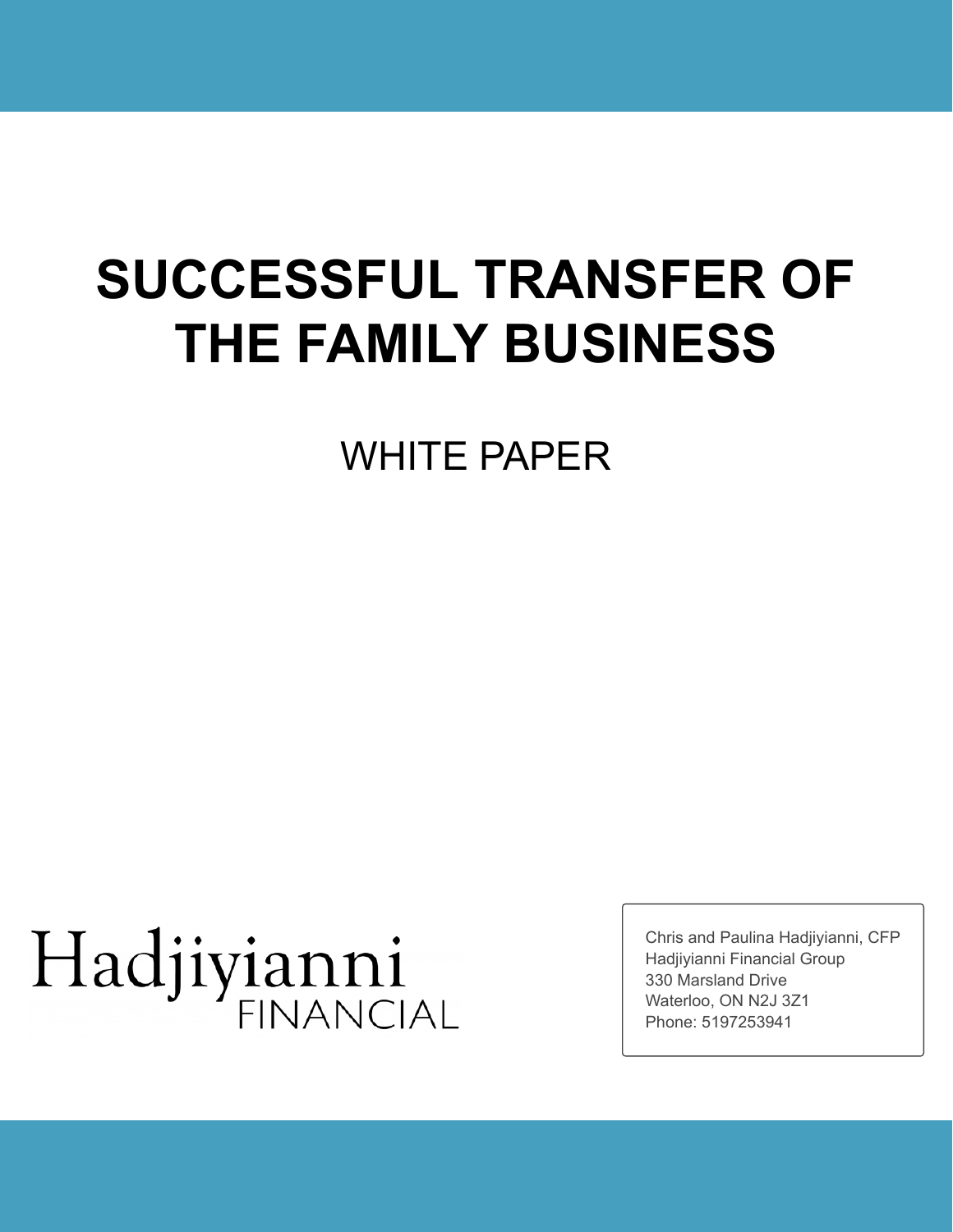# SUCCESSFUL TRANSFER OF THE FAMILY BUSINESS

WHITE PAPER

Hadjiyianni FINANCIAL

Chris and Paulina Hadjiyianni, CFP
Hadjiyianni Financial Group
330 Marsland Drive
Waterloo, ON N2J 3Z1
Phone: 5197253941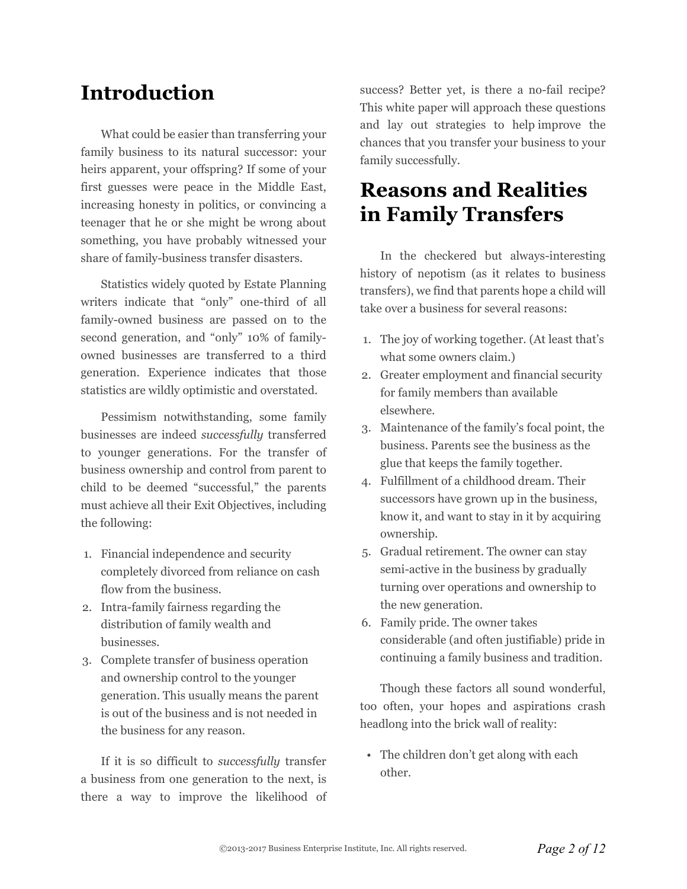# Introduction

What could be easier than transferring your family business to its natural successor: your heirs apparent, your offspring? If some of your first guesses were peace in the Middle East, increasing honesty in politics, or convincing a teenager that he or she might be wrong about something, you have probably witnessed your share of family-business transfer disasters.

Statistics widely quoted by Estate Planning writers indicate that "only" one-third of all family-owned business are passed on to the second generation, and "only" 10% of family-owned businesses are transferred to a third generation. Experience indicates that those statistics are wildly optimistic and overstated.

Pessimism notwithstanding, some family businesses are indeed *successfully* transferred to younger generations. For the transfer of business ownership and control from parent to child to be deemed "successful," the parents must achieve all their Exit Objectives, including the following:

1. Financial independence and security completely divorced from reliance on cash flow from the business.
2. Intra-family fairness regarding the distribution of family wealth and businesses.
3. Complete transfer of business operation and ownership control to the younger generation. This usually means the parent is out of the business and is not needed in the business for any reason.

If it is so difficult to *successfully* transfer a business from one generation to the next, is there a way to improve the likelihood of success? Better yet, is there a no-fail recipe? This white paper will approach these questions and lay out strategies to help improve the chances that you transfer your business to your family successfully.

# Reasons and Realities in Family Transfers

In the checkered but always-interesting history of nepotism (as it relates to business transfers), we find that parents hope a child will take over a business for several reasons:

1. The joy of working together. (At least that's what some owners claim.)
2. Greater employment and financial security for family members than available elsewhere.
3. Maintenance of the family's focal point, the business. Parents see the business as the glue that keeps the family together.
4. Fulfillment of a childhood dream. Their successors have grown up in the business, know it, and want to stay in it by acquiring ownership.
5. Gradual retirement. The owner can stay semi-active in the business by gradually turning over operations and ownership to the new generation.
6. Family pride. The owner takes considerable (and often justifiable) pride in continuing a family business and tradition.

Though these factors all sound wonderful, too often, your hopes and aspirations crash headlong into the brick wall of reality:

- The children don't get along with each other.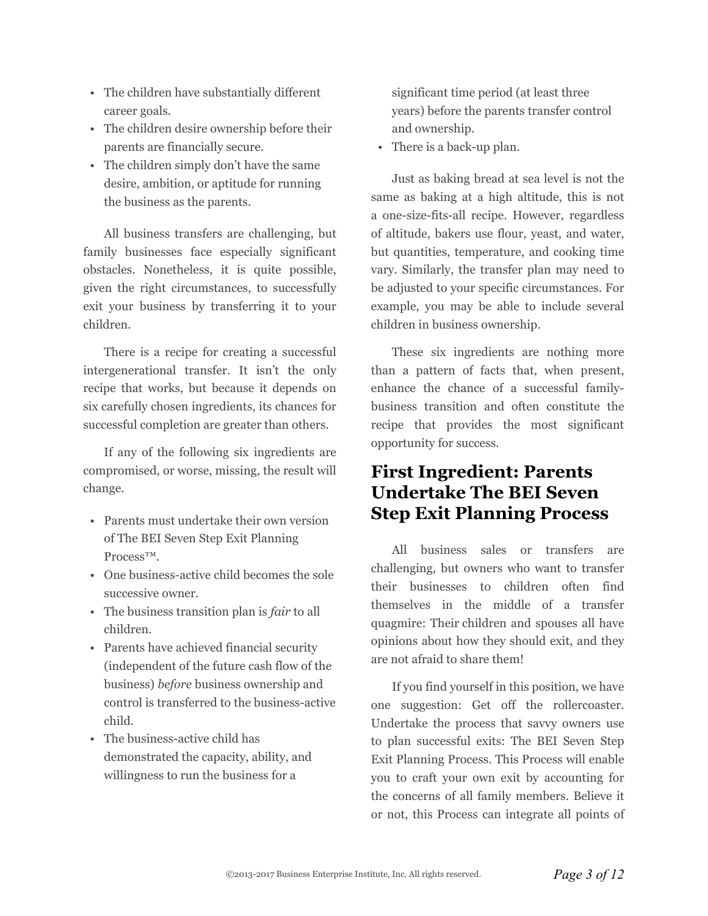- The children have substantially different career goals.
- The children desire ownership before their parents are financially secure.
- The children simply don't have the same desire, ambition, or aptitude for running the business as the parents.

All business transfers are challenging, but family businesses face especially significant obstacles. Nonetheless, it is quite possible, given the right circumstances, to successfully exit your business by transferring it to your children.

There is a recipe for creating a successful intergenerational transfer. It isn't the only recipe that works, but because it depends on six carefully chosen ingredients, its chances for successful completion are greater than others.

If any of the following six ingredients are compromised, or worse, missing, the result will change.

- Parents must undertake their own version of The BEI Seven Step Exit Planning Process™.
- One business-active child becomes the sole successive owner.
- The business transition plan is *fair* to all children.
- Parents have achieved financial security (independent of the future cash flow of the business) *before* business ownership and control is transferred to the business-active child.
- The business-active child has demonstrated the capacity, ability, and willingness to run the business for a significant time period (at least three years) before the parents transfer control and ownership.
- There is a back-up plan.

Just as baking bread at sea level is not the same as baking at a high altitude, this is not a one-size-fits-all recipe. However, regardless of altitude, bakers use flour, yeast, and water, but quantities, temperature, and cooking time vary. Similarly, the transfer plan may need to be adjusted to your specific circumstances. For example, you may be able to include several children in business ownership.

These six ingredients are nothing more than a pattern of facts that, when present, enhance the chance of a successful family-business transition and often constitute the recipe that provides the most significant opportunity for success.

## First Ingredient: Parents Undertake The BEI Seven Step Exit Planning Process

All business sales or transfers are challenging, but owners who want to transfer their businesses to children often find themselves in the middle of a transfer quagmire: Their children and spouses all have opinions about how they should exit, and they are not afraid to share them!

If you find yourself in this position, we have one suggestion: Get off the rollercoaster. Undertake the process that savvy owners use to plan successful exits: The BEI Seven Step Exit Planning Process. This Process will enable you to craft your own exit by accounting for the concerns of all family members. Believe it or not, this Process can integrate all points of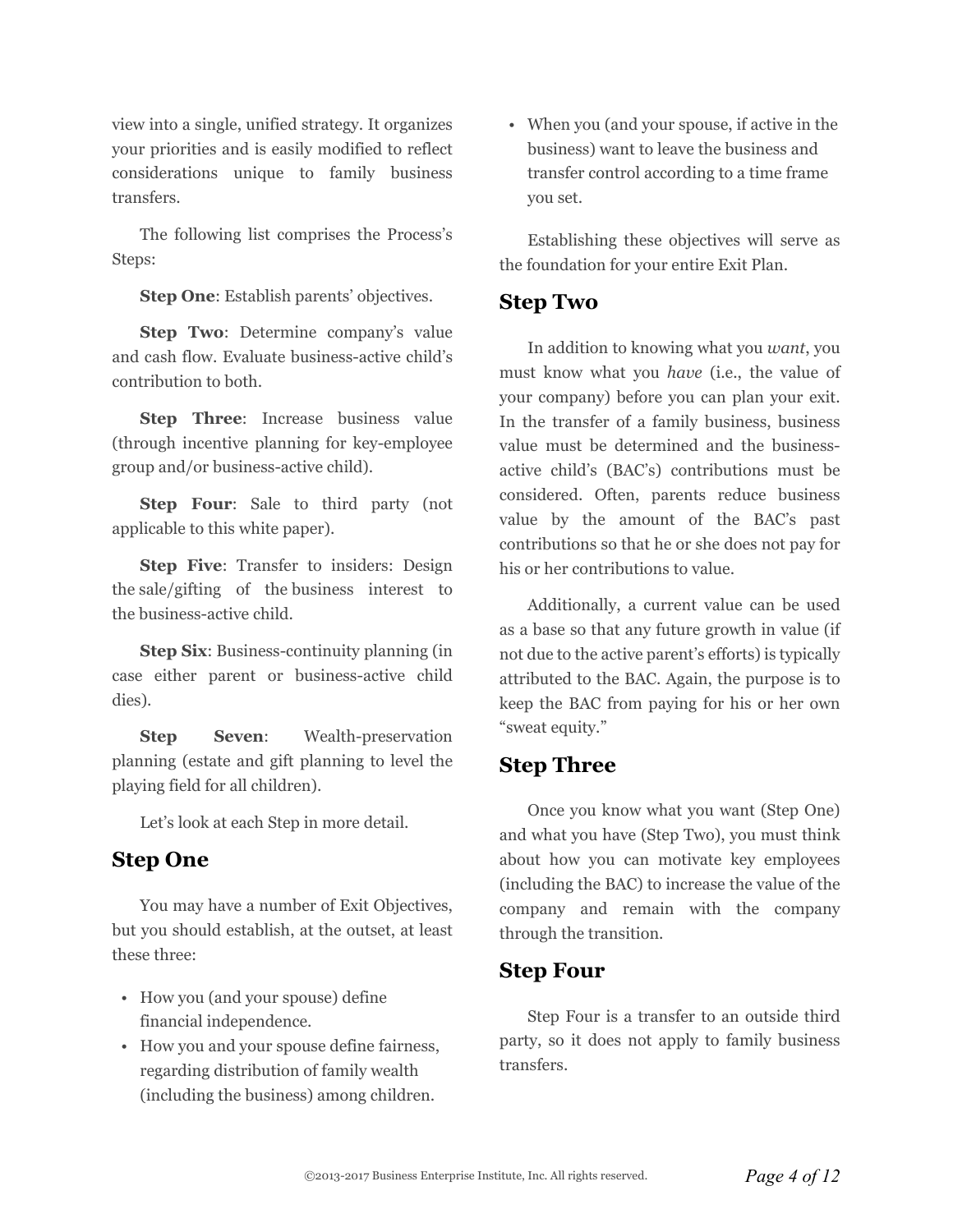view into a single, unified strategy. It organizes your priorities and is easily modified to reflect considerations unique to family business transfers.

The following list comprises the Process's Steps:

**Step One**: Establish parents' objectives.

**Step Two**: Determine company's value and cash flow. Evaluate business-active child's contribution to both.

**Step Three**: Increase business value (through incentive planning for key-employee group and/or business-active child).

**Step Four**: Sale to third party (not applicable to this white paper).

**Step Five**: Transfer to insiders: Design the sale/gifting of the business interest to the business-active child.

**Step Six**: Business-continuity planning (in case either parent or business-active child dies).

**Step Seven**: Wealth-preservation planning (estate and gift planning to level the playing field for all children).

Let's look at each Step in more detail.

## Step One

You may have a number of Exit Objectives, but you should establish, at the outset, at least these three:

- How you (and your spouse) define financial independence.
- How you and your spouse define fairness, regarding distribution of family wealth (including the business) among children.
- When you (and your spouse, if active in the business) want to leave the business and transfer control according to a time frame you set.

Establishing these objectives will serve as the foundation for your entire Exit Plan.

## Step Two

In addition to knowing what you *want*, you must know what you *have* (i.e., the value of your company) before you can plan your exit. In the transfer of a family business, business value must be determined and the business-active child's (BAC's) contributions must be considered. Often, parents reduce business value by the amount of the BAC's past contributions so that he or she does not pay for his or her contributions to value.

Additionally, a current value can be used as a base so that any future growth in value (if not due to the active parent's efforts) is typically attributed to the BAC. Again, the purpose is to keep the BAC from paying for his or her own "sweat equity."

## Step Three

Once you know what you want (Step One) and what you have (Step Two), you must think about how you can motivate key employees (including the BAC) to increase the value of the company and remain with the company through the transition.

## Step Four

Step Four is a transfer to an outside third party, so it does not apply to family business transfers.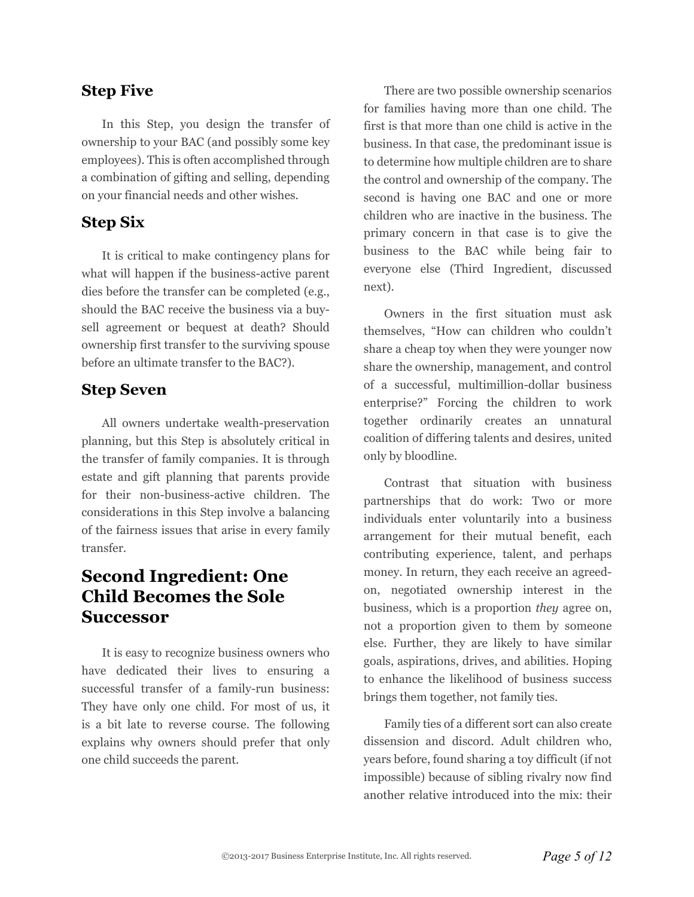## Step Five

In this Step, you design the transfer of ownership to your BAC (and possibly some key employees). This is often accomplished through a combination of gifting and selling, depending on your financial needs and other wishes.

## Step Six

It is critical to make contingency plans for what will happen if the business-active parent dies before the transfer can be completed (e.g., should the BAC receive the business via a buy-sell agreement or bequest at death? Should ownership first transfer to the surviving spouse before an ultimate transfer to the BAC?).

## Step Seven

All owners undertake wealth-preservation planning, but this Step is absolutely critical in the transfer of family companies. It is through estate and gift planning that parents provide for their non-business-active children. The considerations in this Step involve a balancing of the fairness issues that arise in every family transfer.

# Second Ingredient: One Child Becomes the Sole Successor

It is easy to recognize business owners who have dedicated their lives to ensuring a successful transfer of a family-run business: They have only one child. For most of us, it is a bit late to reverse course. The following explains why owners should prefer that only one child succeeds the parent.

There are two possible ownership scenarios for families having more than one child. The first is that more than one child is active in the business. In that case, the predominant issue is to determine how multiple children are to share the control and ownership of the company. The second is having one BAC and one or more children who are inactive in the business. The primary concern in that case is to give the business to the BAC while being fair to everyone else (Third Ingredient, discussed next).

Owners in the first situation must ask themselves, "How can children who couldn't share a cheap toy when they were younger now share the ownership, management, and control of a successful, multimillion-dollar business enterprise?" Forcing the children to work together ordinarily creates an unnatural coalition of differing talents and desires, united only by bloodline.

Contrast that situation with business partnerships that do work: Two or more individuals enter voluntarily into a business arrangement for their mutual benefit, each contributing experience, talent, and perhaps money. In return, they each receive an agreed-on, negotiated ownership interest in the business, which is a proportion *they* agree on, not a proportion given to them by someone else. Further, they are likely to have similar goals, aspirations, drives, and abilities. Hoping to enhance the likelihood of business success brings them together, not family ties.

Family ties of a different sort can also create dissension and discord. Adult children who, years before, found sharing a toy difficult (if not impossible) because of sibling rivalry now find another relative introduced into the mix: their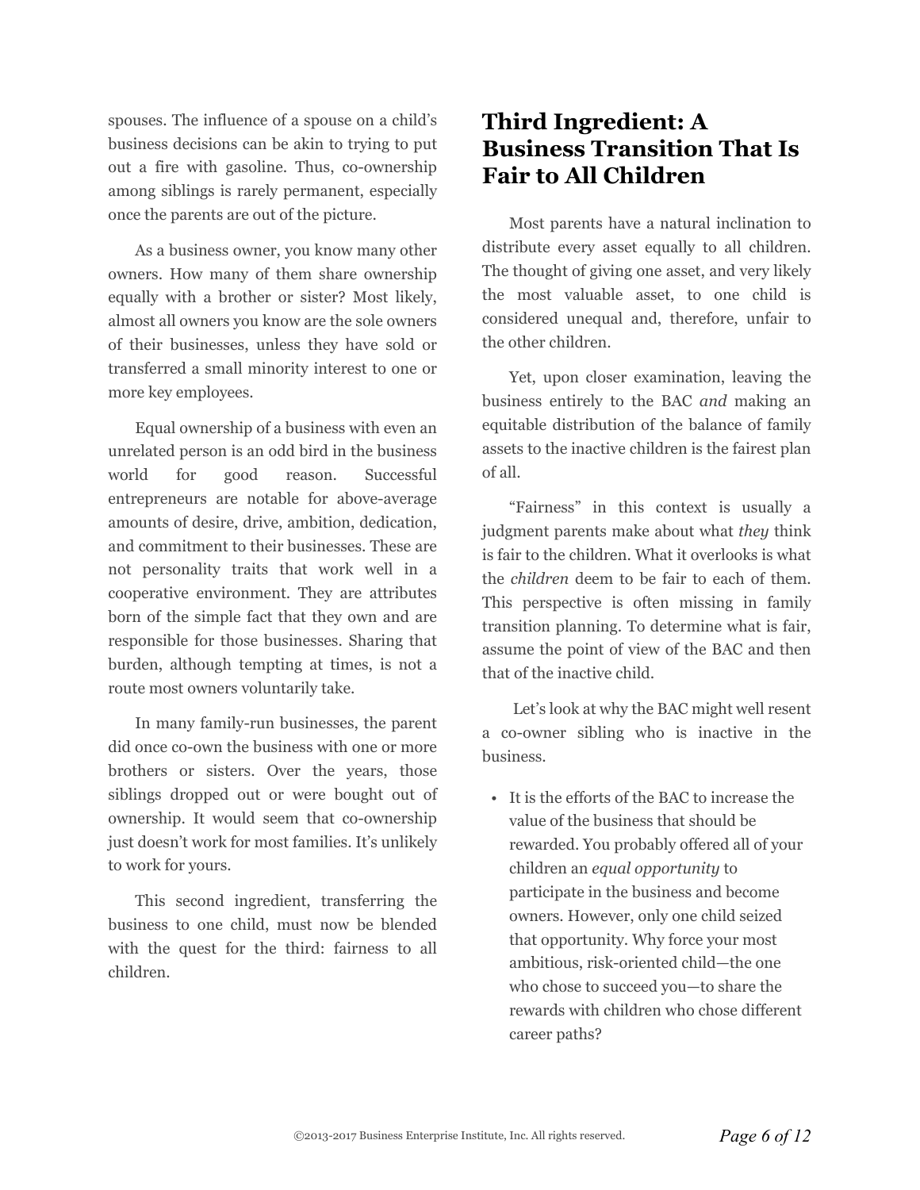spouses. The influence of a spouse on a child's business decisions can be akin to trying to put out a fire with gasoline. Thus, co-ownership among siblings is rarely permanent, especially once the parents are out of the picture.

As a business owner, you know many other owners. How many of them share ownership equally with a brother or sister? Most likely, almost all owners you know are the sole owners of their businesses, unless they have sold or transferred a small minority interest to one or more key employees.

Equal ownership of a business with even an unrelated person is an odd bird in the business world for good reason. Successful entrepreneurs are notable for above-average amounts of desire, drive, ambition, dedication, and commitment to their businesses. These are not personality traits that work well in a cooperative environment. They are attributes born of the simple fact that they own and are responsible for those businesses. Sharing that burden, although tempting at times, is not a route most owners voluntarily take.

In many family-run businesses, the parent did once co-own the business with one or more brothers or sisters. Over the years, those siblings dropped out or were bought out of ownership. It would seem that co-ownership just doesn't work for most families. It's unlikely to work for yours.

This second ingredient, transferring the business to one child, must now be blended with the quest for the third: fairness to all children.

## Third Ingredient: A Business Transition That Is Fair to All Children

Most parents have a natural inclination to distribute every asset equally to all children. The thought of giving one asset, and very likely the most valuable asset, to one child is considered unequal and, therefore, unfair to the other children.

Yet, upon closer examination, leaving the business entirely to the BAC *and* making an equitable distribution of the balance of family assets to the inactive children is the fairest plan of all.

"Fairness" in this context is usually a judgment parents make about what *they* think is fair to the children. What it overlooks is what the *children* deem to be fair to each of them. This perspective is often missing in family transition planning. To determine what is fair, assume the point of view of the BAC and then that of the inactive child.

Let's look at why the BAC might well resent a co-owner sibling who is inactive in the business.

- It is the efforts of the BAC to increase the value of the business that should be rewarded. You probably offered all of your children an *equal opportunity* to participate in the business and become owners. However, only one child seized that opportunity. Why force your most ambitious, risk-oriented child—the one who chose to succeed you—to share the rewards with children who chose different career paths?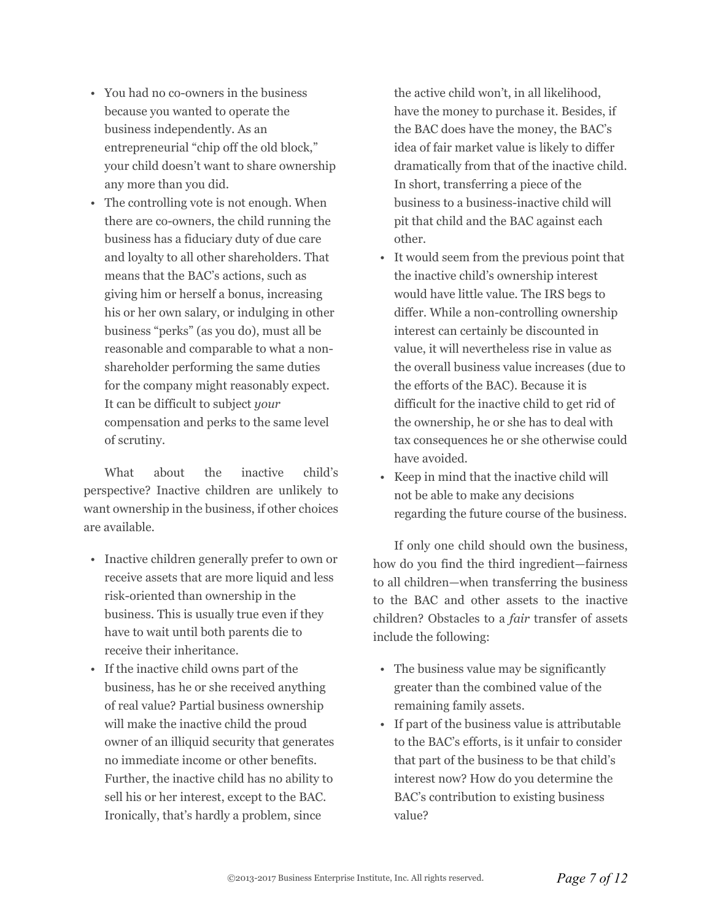- You had no co-owners in the business because you wanted to operate the business independently. As an entrepreneurial "chip off the old block," your child doesn't want to share ownership any more than you did.
- The controlling vote is not enough. When there are co-owners, the child running the business has a fiduciary duty of due care and loyalty to all other shareholders. That means that the BAC's actions, such as giving him or herself a bonus, increasing his or her own salary, or indulging in other business "perks" (as you do), must all be reasonable and comparable to what a non-shareholder performing the same duties for the company might reasonably expect. It can be difficult to subject *your* compensation and perks to the same level of scrutiny.

What about the inactive child's perspective? Inactive children are unlikely to want ownership in the business, if other choices are available.

- Inactive children generally prefer to own or receive assets that are more liquid and less risk-oriented than ownership in the business. This is usually true even if they have to wait until both parents die to receive their inheritance.
- If the inactive child owns part of the business, has he or she received anything of real value? Partial business ownership will make the inactive child the proud owner of an illiquid security that generates no immediate income or other benefits. Further, the inactive child has no ability to sell his or her interest, except to the BAC. Ironically, that's hardly a problem, since the active child won't, in all likelihood, have the money to purchase it. Besides, if the BAC does have the money, the BAC's idea of fair market value is likely to differ dramatically from that of the inactive child. In short, transferring a piece of the business to a business-inactive child will pit that child and the BAC against each other.
- It would seem from the previous point that the inactive child's ownership interest would have little value. The IRS begs to differ. While a non-controlling ownership interest can certainly be discounted in value, it will nevertheless rise in value as the overall business value increases (due to the efforts of the BAC). Because it is difficult for the inactive child to get rid of the ownership, he or she has to deal with tax consequences he or she otherwise could have avoided.
- Keep in mind that the inactive child will not be able to make any decisions regarding the future course of the business.

If only one child should own the business, how do you find the third ingredient—fairness to all children—when transferring the business to the BAC and other assets to the inactive children? Obstacles to a *fair* transfer of assets include the following:

- The business value may be significantly greater than the combined value of the remaining family assets.
- If part of the business value is attributable to the BAC's efforts, is it unfair to consider that part of the business to be that child's interest now? How do you determine the BAC's contribution to existing business value?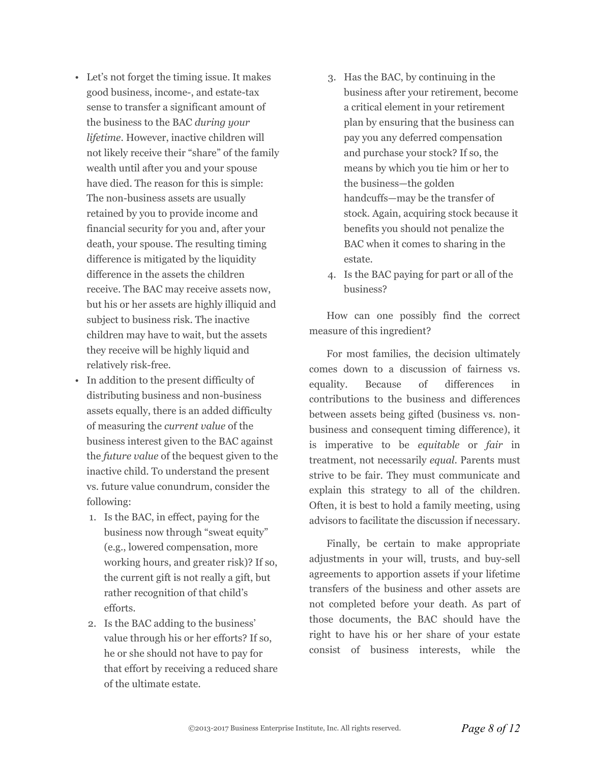- Let's not forget the timing issue. It makes good business, income-, and estate-tax sense to transfer a significant amount of the business to the BAC *during your lifetime*. However, inactive children will not likely receive their "share" of the family wealth until after you and your spouse have died. The reason for this is simple: The non-business assets are usually retained by you to provide income and financial security for you and, after your death, your spouse. The resulting timing difference is mitigated by the liquidity difference in the assets the children receive. The BAC may receive assets now, but his or her assets are highly illiquid and subject to business risk. The inactive children may have to wait, but the assets they receive will be highly liquid and relatively risk-free.
- In addition to the present difficulty of distributing business and non-business assets equally, there is an added difficulty of measuring the *current value* of the business interest given to the BAC against the *future value* of the bequest given to the inactive child. To understand the present vs. future value conundrum, consider the following:
  1. Is the BAC, in effect, paying for the business now through "sweat equity" (e.g., lowered compensation, more working hours, and greater risk)? If so, the current gift is not really a gift, but rather recognition of that child's efforts.
  2. Is the BAC adding to the business' value through his or her efforts? If so, he or she should not have to pay for that effort by receiving a reduced share of the ultimate estate.
  3. Has the BAC, by continuing in the business after your retirement, become a critical element in your retirement plan by ensuring that the business can pay you any deferred compensation and purchase your stock? If so, the means by which you tie him or her to the business—the golden handcuffs—may be the transfer of stock. Again, acquiring stock because it benefits you should not penalize the BAC when it comes to sharing in the estate.
  4. Is the BAC paying for part or all of the business?

How can one possibly find the correct measure of this ingredient?

For most families, the decision ultimately comes down to a discussion of fairness vs. equality. Because of differences in contributions to the business and differences between assets being gifted (business vs. non-business and consequent timing difference), it is imperative to be *equitable* or *fair* in treatment, not necessarily *equal*. Parents must strive to be fair. They must communicate and explain this strategy to all of the children. Often, it is best to hold a family meeting, using advisors to facilitate the discussion if necessary.

Finally, be certain to make appropriate adjustments in your will, trusts, and buy-sell agreements to apportion assets if your lifetime transfers of the business and other assets are not completed before your death. As part of those documents, the BAC should have the right to have his or her share of your estate consist of business interests, while the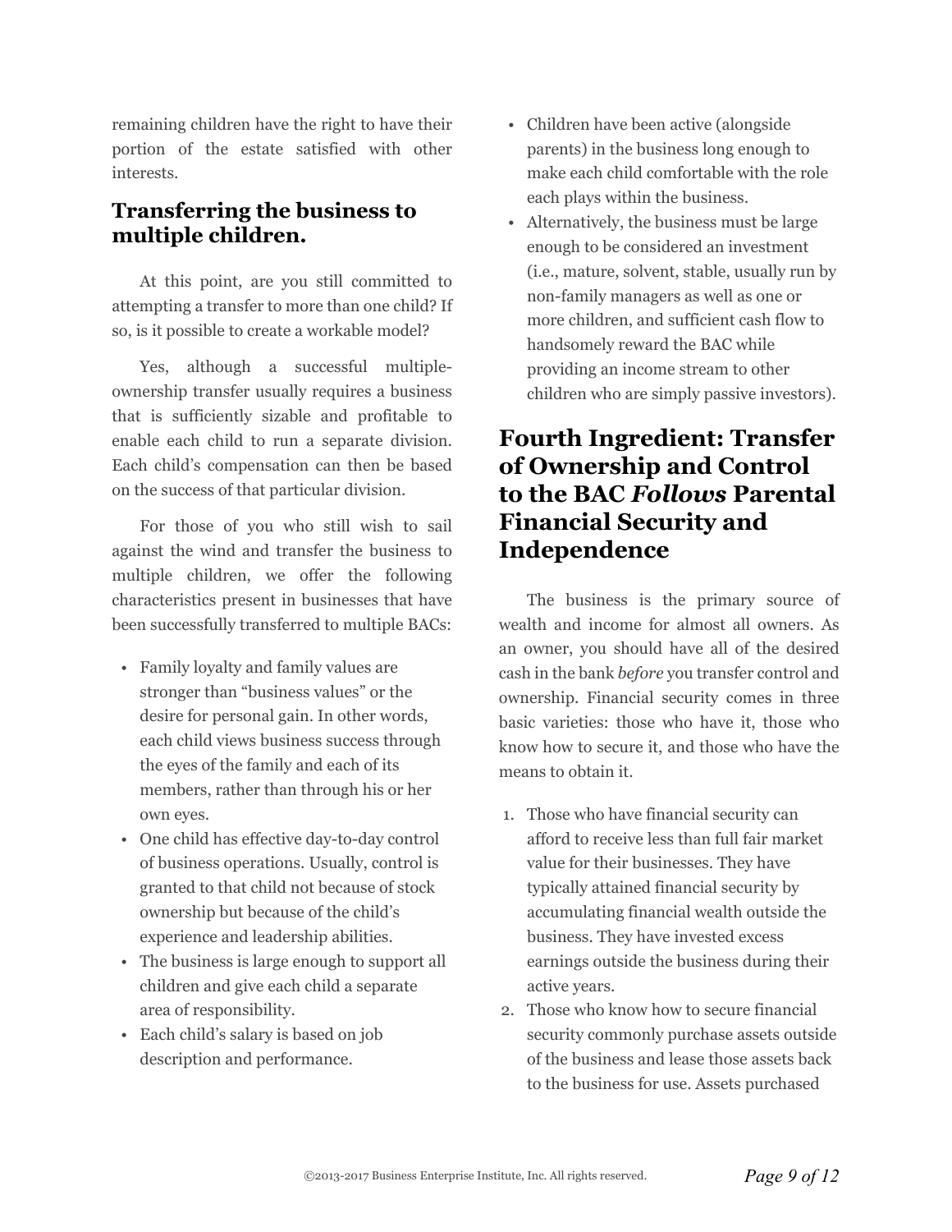remaining children have the right to have their portion of the estate satisfied with other interests.

## Transferring the business to multiple children.

At this point, are you still committed to attempting a transfer to more than one child? If so, is it possible to create a workable model?

Yes, although a successful multiple-ownership transfer usually requires a business that is sufficiently sizable and profitable to enable each child to run a separate division. Each child's compensation can then be based on the success of that particular division.

For those of you who still wish to sail against the wind and transfer the business to multiple children, we offer the following characteristics present in businesses that have been successfully transferred to multiple BACs:

- Family loyalty and family values are stronger than "business values" or the desire for personal gain. In other words, each child views business success through the eyes of the family and each of its members, rather than through his or her own eyes.
- One child has effective day-to-day control of business operations. Usually, control is granted to that child not because of stock ownership but because of the child's experience and leadership abilities.
- The business is large enough to support all children and give each child a separate area of responsibility.
- Each child's salary is based on job description and performance.
- Children have been active (alongside parents) in the business long enough to make each child comfortable with the role each plays within the business.
- Alternatively, the business must be large enough to be considered an investment (i.e., mature, solvent, stable, usually run by non-family managers as well as one or more children, and sufficient cash flow to handsomely reward the BAC while providing an income stream to other children who are simply passive investors).

# Fourth Ingredient: Transfer of Ownership and Control to the BAC *Follows* Parental Financial Security and Independence

The business is the primary source of wealth and income for almost all owners. As an owner, you should have all of the desired cash in the bank *before* you transfer control and ownership. Financial security comes in three basic varieties: those who have it, those who know how to secure it, and those who have the means to obtain it.

1. Those who have financial security can afford to receive less than full fair market value for their businesses. They have typically attained financial security by accumulating financial wealth outside the business. They have invested excess earnings outside the business during their active years.
2. Those who know how to secure financial security commonly purchase assets outside of the business and lease those assets back to the business for use. Assets purchased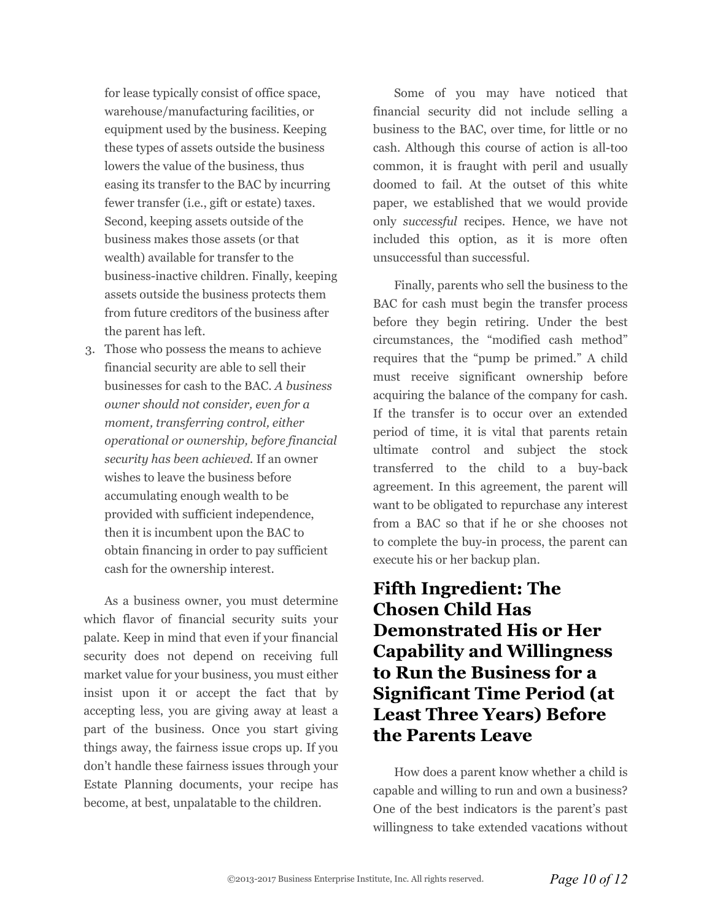for lease typically consist of office space, warehouse/manufacturing facilities, or equipment used by the business. Keeping these types of assets outside the business lowers the value of the business, thus easing its transfer to the BAC by incurring fewer transfer (i.e., gift or estate) taxes. Second, keeping assets outside of the business makes those assets (or that wealth) available for transfer to the business-inactive children. Finally, keeping assets outside the business protects them from future creditors of the business after the parent has left.

3. Those who possess the means to achieve financial security are able to sell their businesses for cash to the BAC. *A business owner should not consider, even for a moment, transferring control, either operational or ownership, before financial security has been achieved.* If an owner wishes to leave the business before accumulating enough wealth to be provided with sufficient independence, then it is incumbent upon the BAC to obtain financing in order to pay sufficient cash for the ownership interest.

As a business owner, you must determine which flavor of financial security suits your palate. Keep in mind that even if your financial security does not depend on receiving full market value for your business, you must either insist upon it or accept the fact that by accepting less, you are giving away at least a part of the business. Once you start giving things away, the fairness issue crops up. If you don't handle these fairness issues through your Estate Planning documents, your recipe has become, at best, unpalatable to the children.

Some of you may have noticed that financial security did not include selling a business to the BAC, over time, for little or no cash. Although this course of action is all-too common, it is fraught with peril and usually doomed to fail. At the outset of this white paper, we established that we would provide only *successful* recipes. Hence, we have not included this option, as it is more often unsuccessful than successful.

Finally, parents who sell the business to the BAC for cash must begin the transfer process before they begin retiring. Under the best circumstances, the "modified cash method" requires that the "pump be primed." A child must receive significant ownership before acquiring the balance of the company for cash. If the transfer is to occur over an extended period of time, it is vital that parents retain ultimate control and subject the stock transferred to the child to a buy-back agreement. In this agreement, the parent will want to be obligated to repurchase any interest from a BAC so that if he or she chooses not to complete the buy-in process, the parent can execute his or her backup plan.

## Fifth Ingredient: The Chosen Child Has Demonstrated His or Her Capability and Willingness to Run the Business for a Significant Time Period (at Least Three Years) Before the Parents Leave

How does a parent know whether a child is capable and willing to run and own a business? One of the best indicators is the parent's past willingness to take extended vacations without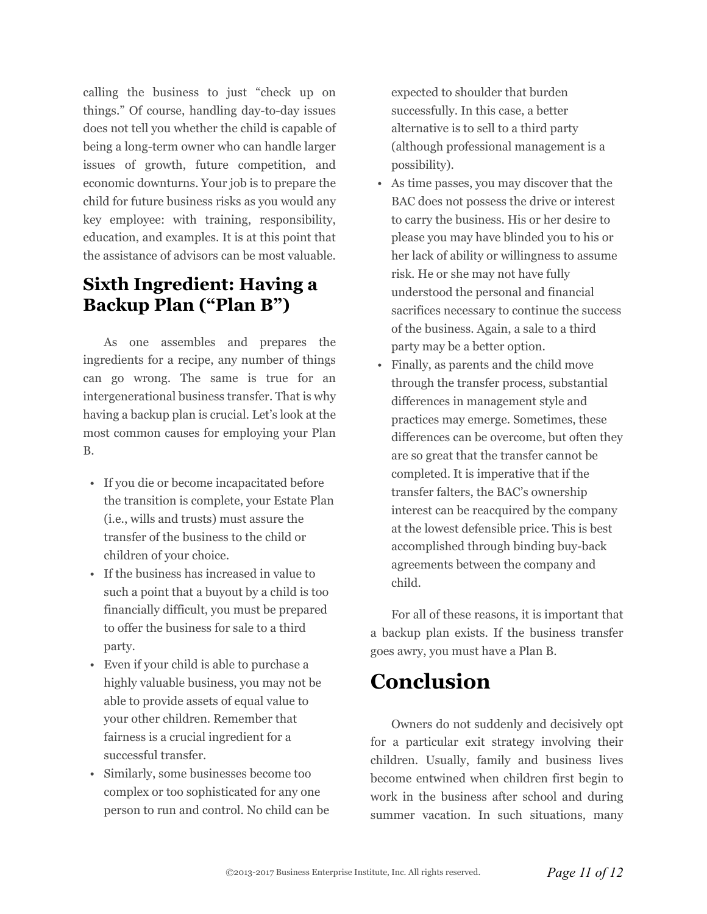calling the business to just "check up on things." Of course, handling day-to-day issues does not tell you whether the child is capable of being a long-term owner who can handle larger issues of growth, future competition, and economic downturns. Your job is to prepare the child for future business risks as you would any key employee: with training, responsibility, education, and examples. It is at this point that the assistance of advisors can be most valuable.

## Sixth Ingredient: Having a Backup Plan ("Plan B")

As one assembles and prepares the ingredients for a recipe, any number of things can go wrong. The same is true for an intergenerational business transfer. That is why having a backup plan is crucial. Let's look at the most common causes for employing your Plan B.

- If you die or become incapacitated before the transition is complete, your Estate Plan (i.e., wills and trusts) must assure the transfer of the business to the child or children of your choice.
- If the business has increased in value to such a point that a buyout by a child is too financially difficult, you must be prepared to offer the business for sale to a third party.
- Even if your child is able to purchase a highly valuable business, you may not be able to provide assets of equal value to your other children. Remember that fairness is a crucial ingredient for a successful transfer.
- Similarly, some businesses become too complex or too sophisticated for any one person to run and control. No child can be expected to shoulder that burden successfully. In this case, a better alternative is to sell to a third party (although professional management is a possibility).
- As time passes, you may discover that the BAC does not possess the drive or interest to carry the business. His or her desire to please you may have blinded you to his or her lack of ability or willingness to assume risk. He or she may not have fully understood the personal and financial sacrifices necessary to continue the success of the business. Again, a sale to a third party may be a better option.
- Finally, as parents and the child move through the transfer process, substantial differences in management style and practices may emerge. Sometimes, these differences can be overcome, but often they are so great that the transfer cannot be completed. It is imperative that if the transfer falters, the BAC's ownership interest can be reacquired by the company at the lowest defensible price. This is best accomplished through binding buy-back agreements between the company and child.

For all of these reasons, it is important that a backup plan exists. If the business transfer goes awry, you must have a Plan B.

# Conclusion

Owners do not suddenly and decisively opt for a particular exit strategy involving their children. Usually, family and business lives become entwined when children first begin to work in the business after school and during summer vacation. In such situations, many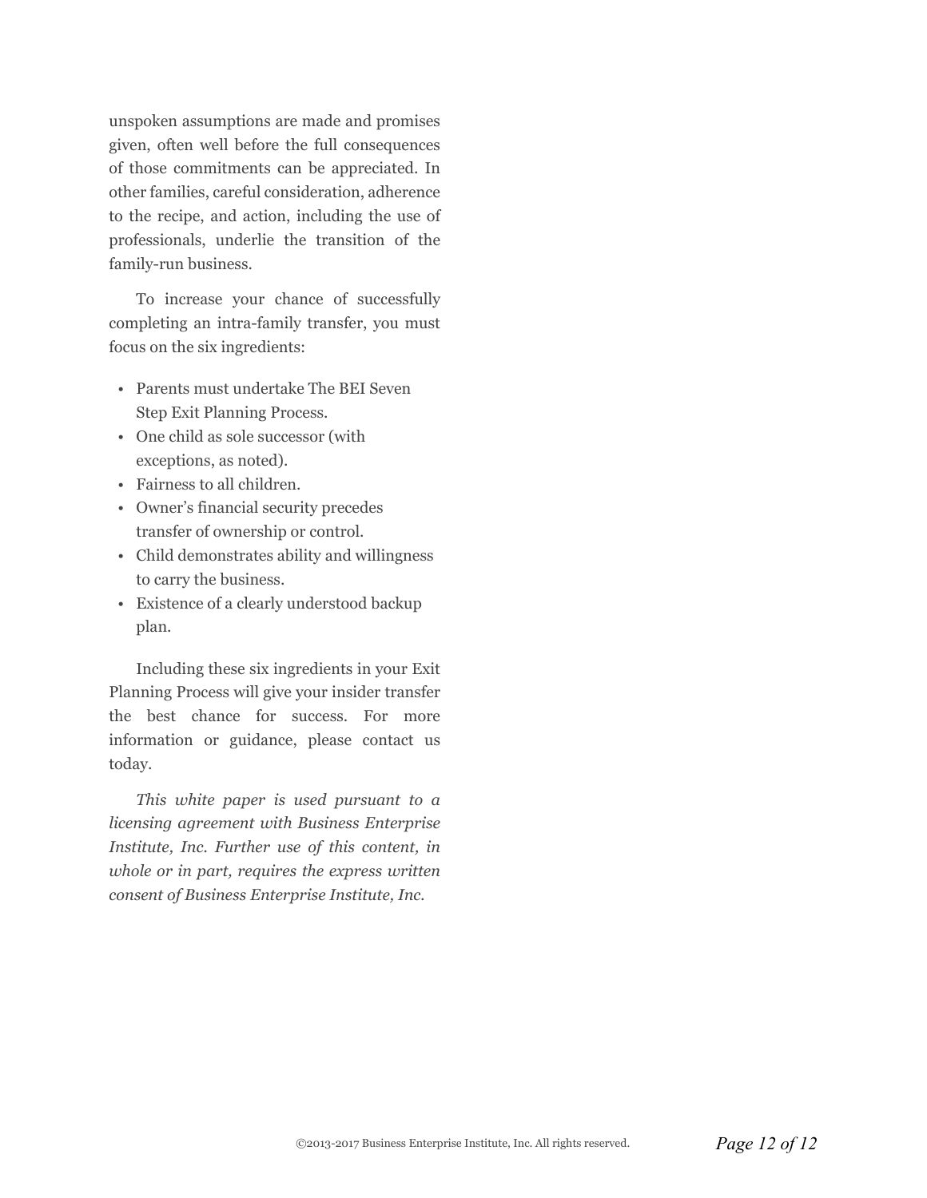unspoken assumptions are made and promises given, often well before the full consequences of those commitments can be appreciated. In other families, careful consideration, adherence to the recipe, and action, including the use of professionals, underlie the transition of the family-run business.

To increase your chance of successfully completing an intra-family transfer, you must focus on the six ingredients:

- Parents must undertake The BEI Seven Step Exit Planning Process.
- One child as sole successor (with exceptions, as noted).
- Fairness to all children.
- Owner's financial security precedes transfer of ownership or control.
- Child demonstrates ability and willingness to carry the business.
- Existence of a clearly understood backup plan.

Including these six ingredients in your Exit Planning Process will give your insider transfer the best chance for success. For more information or guidance, please contact us today.

*This white paper is used pursuant to a licensing agreement with Business Enterprise Institute, Inc. Further use of this content, in whole or in part, requires the express written consent of Business Enterprise Institute, Inc.*